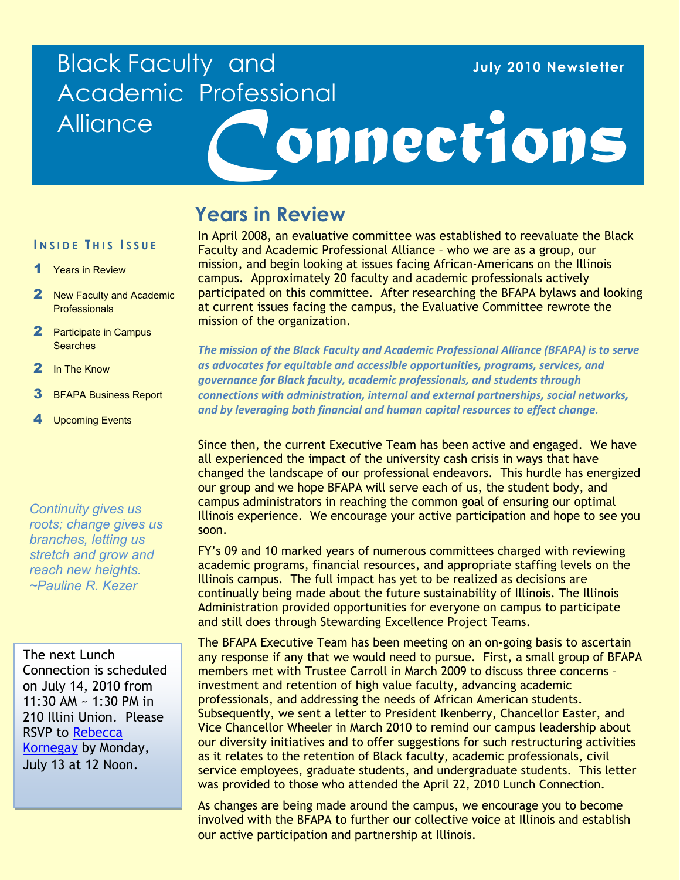# Black Faculty and Academic Professional Alliance Connections

**July 2010 Newsletter**

### INSIDE THIS ISSUE

1 Years in Review

2 New Faculty and Academic Professionals

2 Participate in Campus Searches

2 In The Know

3 BFAPA Business Report

4 Upcoming Events

*Continuity gives us roots; change gives us branches, letting us stretch and grow and reach new heights. ~Pauline R. Kezer*

The next Lunch Connection is scheduled on July 14, 2010 from 11:30 AM ~ 1:30 PM in 210 Illini Union. Please RSVP to Rebecca Kornegay by Monday, July 13 at 12 Noon.

## Years in Review

In April 2008, an evaluative committee was established to reevaluate the Black Faculty and Academic Professional Alliance – who we are as a group, our mission, and begin looking at issues facing African-Americans on the Illinois campus. Approximately 20 faculty and academic professionals actively participated on this committee. After researching the BFAPA bylaws and looking at current issues facing the campus, the Evaluative Committee rewrote the mission of the organization.

***The mission of the Black Faculty and Academic Professional Alliance (BFAPA) is to serve as advocates for equitable and accessible opportunities, programs, services, and governance for Black faculty, academic professionals, and students through connections with administration, internal and external partnerships, social networks, and by leveraging both financial and human capital resources to effect change.***

Since then, the current Executive Team has been active and engaged. We have all experienced the impact of the university cash crisis in ways that have changed the landscape of our professional endeavors. This hurdle has energized our group and we hope BFAPA will serve each of us, the student body, and campus administrators in reaching the common goal of ensuring our optimal Illinois experience. We encourage your active participation and hope to see you soon.

FY's 09 and 10 marked years of numerous committees charged with reviewing academic programs, financial resources, and appropriate staffing levels on the Illinois campus. The full impact has yet to be realized as decisions are continually being made about the future sustainability of Illinois. The Illinois Administration provided opportunities for everyone on campus to participate and still does through Stewarding Excellence Project Teams.

The BFAPA Executive Team has been meeting on an on-going basis to ascertain any response if any that we would need to pursue. First, a small group of BFAPA members met with Trustee Carroll in March 2009 to discuss three concerns – investment and retention of high value faculty, advancing academic professionals, and addressing the needs of African American students. Subsequently, we sent a letter to President Ikenberry, Chancellor Easter, and Vice Chancellor Wheeler in March 2010 to remind our campus leadership about our diversity initiatives and to offer suggestions for such restructuring activities as it relates to the retention of Black faculty, academic professionals, civil service employees, graduate students, and undergraduate students. This letter was provided to those who attended the April 22, 2010 Lunch Connection.

As changes are being made around the campus, we encourage you to become involved with the BFAPA to further our collective voice at Illinois and establish our active participation and partnership at Illinois.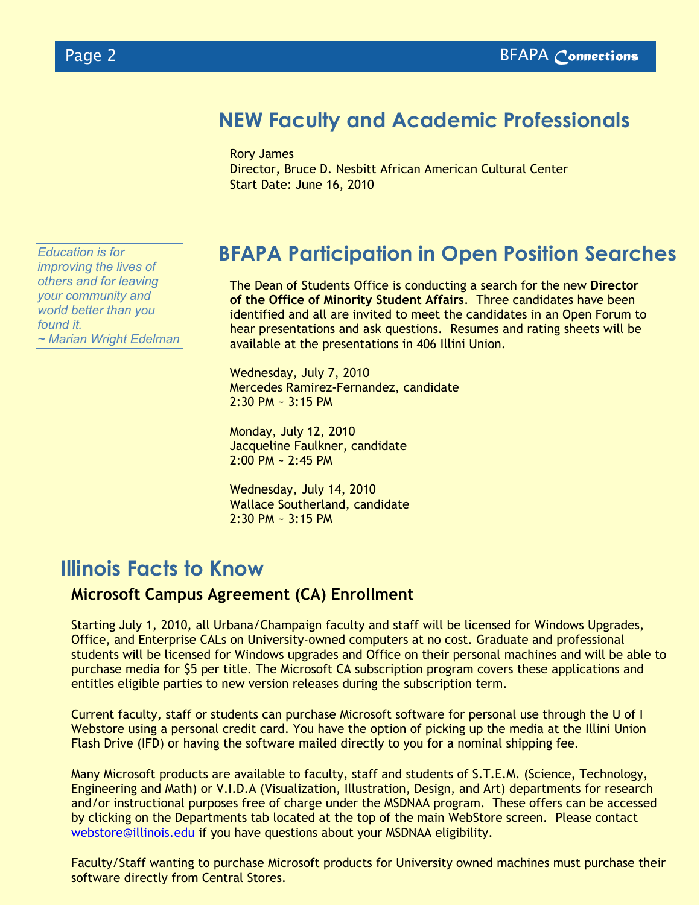## NEW Faculty and Academic Professionals

Rory James
Director, Bruce D. Nesbitt African American Cultural Center
Start Date: June 16, 2010

*Education is for improving the lives of others and for leaving your community and world better than you found it.*
*~ Marian Wright Edelman*

## BFAPA Participation in Open Position Searches

The Dean of Students Office is conducting a search for the new **Director of the Office of Minority Student Affairs**. Three candidates have been identified and all are invited to meet the candidates in an Open Forum to hear presentations and ask questions. Resumes and rating sheets will be available at the presentations in 406 Illini Union.

Wednesday, July 7, 2010
Mercedes Ramirez-Fernandez, candidate
2:30 PM ~ 3:15 PM

Monday, July 12, 2010
Jacqueline Faulkner, candidate
2:00 PM ~ 2:45 PM

Wednesday, July 14, 2010
Wallace Southerland, candidate
2:30 PM ~ 3:15 PM

## Illinois Facts to Know

### Microsoft Campus Agreement (CA) Enrollment

Starting July 1, 2010, all Urbana/Champaign faculty and staff will be licensed for Windows Upgrades, Office, and Enterprise CALs on University-owned computers at no cost. Graduate and professional students will be licensed for Windows upgrades and Office on their personal machines and will be able to purchase media for $5 per title. The Microsoft CA subscription program covers these applications and entitles eligible parties to new version releases during the subscription term.

Current faculty, staff or students can purchase Microsoft software for personal use through the U of I Webstore using a personal credit card. You have the option of picking up the media at the Illini Union Flash Drive (IFD) or having the software mailed directly to you for a nominal shipping fee.

Many Microsoft products are available to faculty, staff and students of S.T.E.M. (Science, Technology, Engineering and Math) or V.I.D.A (Visualization, Illustration, Design, and Art) departments for research and/or instructional purposes free of charge under the MSDNAA program. These offers can be accessed by clicking on the Departments tab located at the top of the main WebStore screen. Please contact webstore@illinois.edu if you have questions about your MSDNAA eligibility.

Faculty/Staff wanting to purchase Microsoft products for University owned machines must purchase their software directly from Central Stores.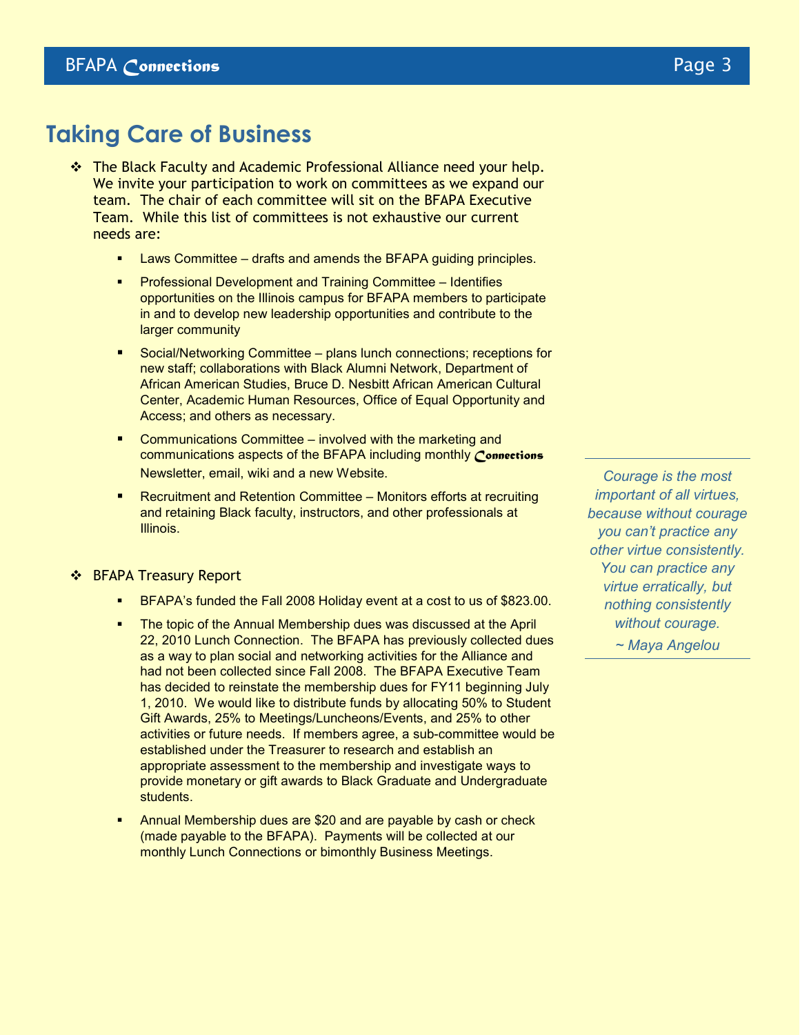## Taking Care of Business

- The Black Faculty and Academic Professional Alliance need your help. We invite your participation to work on committees as we expand our team. The chair of each committee will sit on the BFAPA Executive Team. While this list of committees is not exhaustive our current needs are:
  - Laws Committee – drafts and amends the BFAPA guiding principles.
  - Professional Development and Training Committee – Identifies opportunities on the Illinois campus for BFAPA members to participate in and to develop new leadership opportunities and contribute to the larger community
  - Social/Networking Committee – plans lunch connections; receptions for new staff; collaborations with Black Alumni Network, Department of African American Studies, Bruce D. Nesbitt African American Cultural Center, Academic Human Resources, Office of Equal Opportunity and Access; and others as necessary.
  - Communications Committee – involved with the marketing and communications aspects of the BFAPA including monthly *Connections* Newsletter, email, wiki and a new Website.
  - Recruitment and Retention Committee – Monitors efforts at recruiting and retaining Black faculty, instructors, and other professionals at Illinois.

- BFAPA Treasury Report
  - BFAPA's funded the Fall 2008 Holiday event at a cost to us of $823.00.
  - The topic of the Annual Membership dues was discussed at the April 22, 2010 Lunch Connection. The BFAPA has previously collected dues as a way to plan social and networking activities for the Alliance and had not been collected since Fall 2008. The BFAPA Executive Team has decided to reinstate the membership dues for FY11 beginning July 1, 2010. We would like to distribute funds by allocating 50% to Student Gift Awards, 25% to Meetings/Luncheons/Events, and 25% to other activities or future needs. If members agree, a sub-committee would be established under the Treasurer to research and establish an appropriate assessment to the membership and investigate ways to provide monetary or gift awards to Black Graduate and Undergraduate students.
  - Annual Membership dues are $20 and are payable by cash or check (made payable to the BFAPA). Payments will be collected at our monthly Lunch Connections or bimonthly Business Meetings.

*Courage is the most important of all virtues, because without courage you can't practice any other virtue consistently. You can practice any virtue erratically, but nothing consistently without courage.*

*~ Maya Angelou*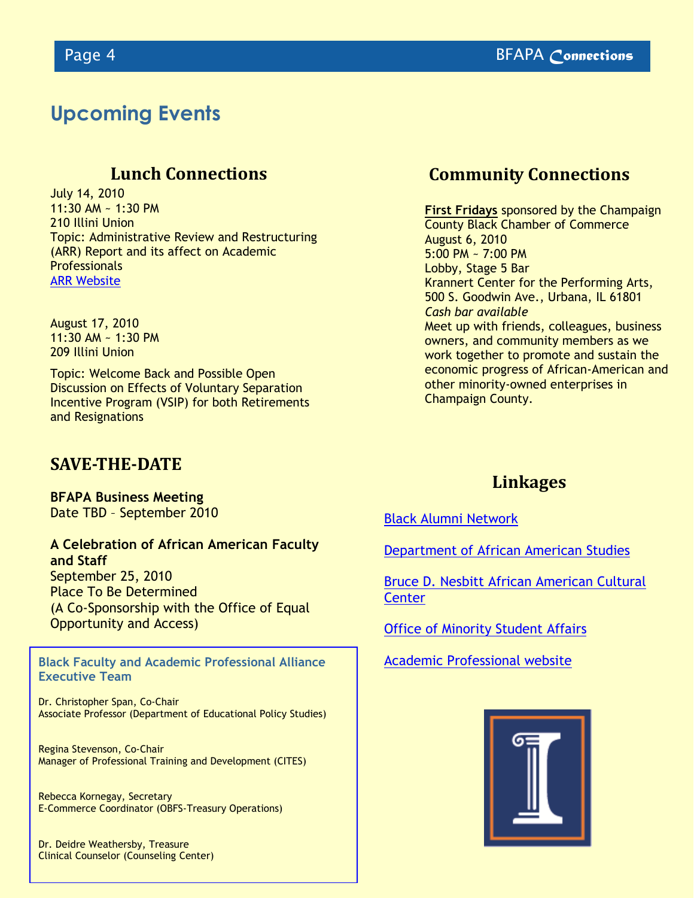# Upcoming Events

## Lunch Connections

July 14, 2010
11:30 AM ~ 1:30 PM
210 Illini Union
Topic: Administrative Review and Restructuring (ARR) Report and its affect on Academic Professionals
ARR Website

August 17, 2010
11:30 AM ~ 1:30 PM
209 Illini Union

Topic: Welcome Back and Possible Open Discussion on Effects of Voluntary Separation Incentive Program (VSIP) for both Retirements and Resignations

## SAVE-THE-DATE

**BFAPA Business Meeting**
Date TBD – September 2010

**A Celebration of African American Faculty and Staff**
September 25, 2010
Place To Be Determined
(A Co-Sponsorship with the Office of Equal Opportunity and Access)

### Black Faculty and Academic Professional Alliance Executive Team

Dr. Christopher Span, Co-Chair
Associate Professor (Department of Educational Policy Studies)

Regina Stevenson, Co-Chair
Manager of Professional Training and Development (CITES)

Rebecca Kornegay, Secretary
E-Commerce Coordinator (OBFS-Treasury Operations)

Dr. Deidre Weathersby, Treasure
Clinical Counselor (Counseling Center)

## Community Connections

**First Fridays** sponsored by the Champaign County Black Chamber of Commerce
August 6, 2010
5:00 PM ~ 7:00 PM
Lobby, Stage 5 Bar
Krannert Center for the Performing Arts, 500 S. Goodwin Ave., Urbana, IL 61801
*Cash bar available*
Meet up with friends, colleagues, business owners, and community members as we work together to promote and sustain the economic progress of African-American and other minority-owned enterprises in Champaign County.

## Linkages

Black Alumni Network

Department of African American Studies

Bruce D. Nesbitt African American Cultural Center

Office of Minority Student Affairs

Academic Professional website